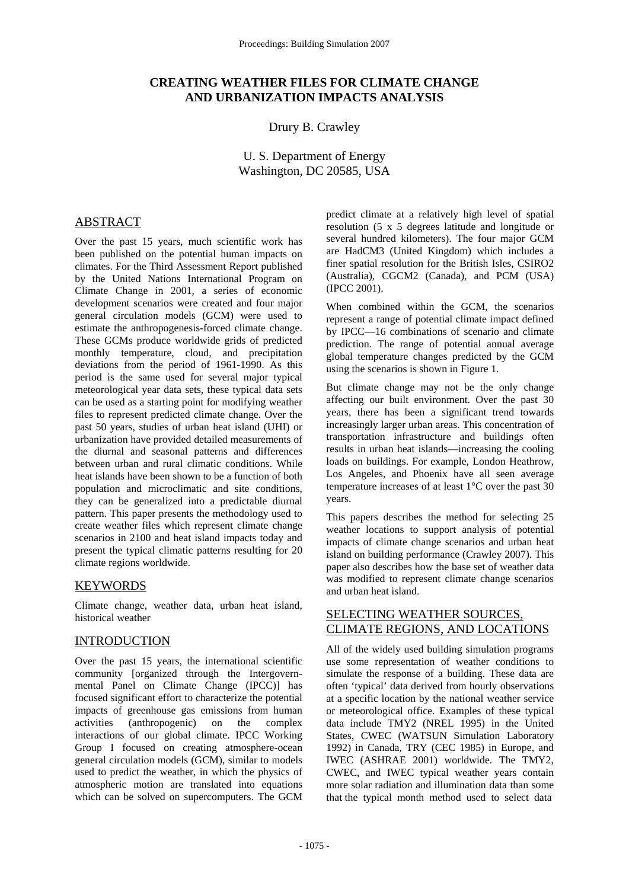# CREATING WEATHER FILES FOR CLIMATE CHANGE AND URBANIZATION IMPACTS ANALYSIS

Drury B. Crawley

U. S. Department of Energy
Washington, DC 20585, USA

## ABSTRACT

Over the past 15 years, much scientific work has been published on the potential human impacts on climates. For the Third Assessment Report published by the United Nations International Program on Climate Change in 2001, a series of economic development scenarios were created and four major general circulation models (GCM) were used to estimate the anthropogenesis-forced climate change. These GCMs produce worldwide grids of predicted monthly temperature, cloud, and precipitation deviations from the period of 1961-1990. As this period is the same used for several major typical meteorological year data sets, these typical data sets can be used as a starting point for modifying weather files to represent predicted climate change. Over the past 50 years, studies of urban heat island (UHI) or urbanization have provided detailed measurements of the diurnal and seasonal patterns and differences between urban and rural climatic conditions. While heat islands have been shown to be a function of both population and microclimatic and site conditions, they can be generalized into a predictable diurnal pattern. This paper presents the methodology used to create weather files which represent climate change scenarios in 2100 and heat island impacts today and present the typical climatic patterns resulting for 20 climate regions worldwide.

## KEYWORDS

Climate change, weather data, urban heat island, historical weather

## INTRODUCTION

Over the past 15 years, the international scientific community [organized through the Intergovernmental Panel on Climate Change (IPCC)] has focused significant effort to characterize the potential impacts of greenhouse gas emissions from human activities (anthropogenic) on the complex interactions of our global climate. IPCC Working Group I focused on creating atmosphere-ocean general circulation models (GCM), similar to models used to predict the weather, in which the physics of atmospheric motion are translated into equations which can be solved on supercomputers. The GCM predict climate at a relatively high level of spatial resolution (5 x 5 degrees latitude and longitude or several hundred kilometers). The four major GCM are HadCM3 (United Kingdom) which includes a finer spatial resolution for the British Isles, CSIRO2 (Australia), CGCM2 (Canada), and PCM (USA) (IPCC 2001).

When combined within the GCM, the scenarios represent a range of potential climate impact defined by IPCC—16 combinations of scenario and climate prediction. The range of potential annual average global temperature changes predicted by the GCM using the scenarios is shown in Figure 1.

But climate change may not be the only change affecting our built environment. Over the past 30 years, there has been a significant trend towards increasingly larger urban areas. This concentration of transportation infrastructure and buildings often results in urban heat islands—increasing the cooling loads on buildings. For example, London Heathrow, Los Angeles, and Phoenix have all seen average temperature increases of at least 1°C over the past 30 years.

This papers describes the method for selecting 25 weather locations to support analysis of potential impacts of climate change scenarios and urban heat island on building performance (Crawley 2007). This paper also describes how the base set of weather data was modified to represent climate change scenarios and urban heat island.

## SELECTING WEATHER SOURCES, CLIMATE REGIONS, AND LOCATIONS

All of the widely used building simulation programs use some representation of weather conditions to simulate the response of a building. These data are often 'typical' data derived from hourly observations at a specific location by the national weather service or meteorological office. Examples of these typical data include TMY2 (NREL 1995) in the United States, CWEC (WATSUN Simulation Laboratory 1992) in Canada, TRY (CEC 1985) in Europe, and IWEC (ASHRAE 2001) worldwide. The TMY2, CWEC, and IWEC typical weather years contain more solar radiation and illumination data than some that the typical month method used to select data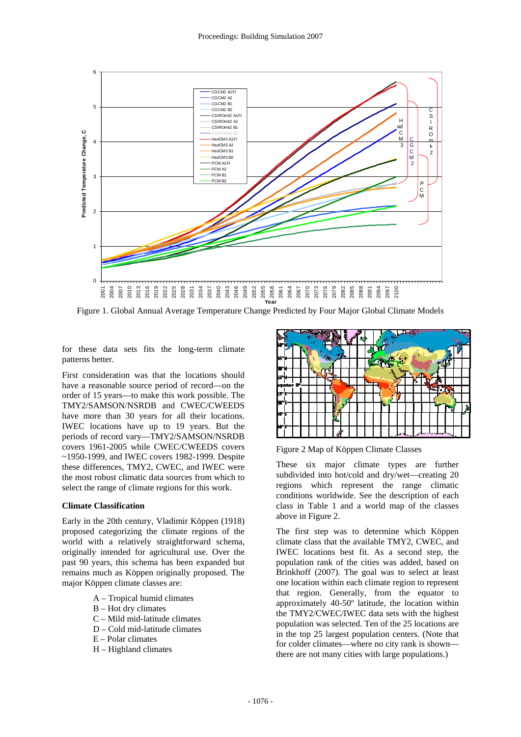Figure 1. Global Annual Average Temperature Change Predicted by Four Major Global Climate Models

for these data sets fits the long-term climate patterns better.

First consideration was that the locations should have a reasonable source period of record—on the order of 15 years—to make this work possible. The TMY2/SAMSON/NSRDB and CWEC/CWEEDS have more than 30 years for all their locations. IWEC locations have up to 19 years. But the periods of record vary—TMY2/SAMSON/NSRDB covers 1961-2005 while CWEC/CWEEDS covers ~1950-1999, and IWEC covers 1982-1999. Despite these differences, TMY2, CWEC, and IWEC were the most robust climatic data sources from which to select the range of climate regions for this work.

### Climate Classification

Early in the 20th century, Vladimir Köppen (1918) proposed categorizing the climate regions of the world with a relatively straightforward schema, originally intended for agricultural use. Over the past 90 years, this schema has been expanded but remains much as Köppen originally proposed. The major Köppen climate classes are:

- A – Tropical humid climates
- B – Hot dry climates
- C – Mild mid-latitude climates
- D – Cold mid-latitude climates
- E – Polar climates
- H – Highland climates

Figure 2 Map of Köppen Climate Classes

These six major climate types are further subdivided into hot/cold and dry/wet—creating 20 regions which represent the range climatic conditions worldwide. See the description of each class in Table 1 and a world map of the classes above in Figure 2.

The first step was to determine which Köppen climate class that the available TMY2, CWEC, and IWEC locations best fit. As a second step, the population rank of the cities was added, based on Brinkhoff (2007). The goal was to select at least one location within each climate region to represent that region. Generally, from the equator to approximately 40-50º latitude, the location within the TMY2/CWEC/IWEC data sets with the highest population was selected. Ten of the 25 locations are in the top 25 largest population centers. (Note that for colder climates—where no city rank is shown—there are not many cities with large populations.)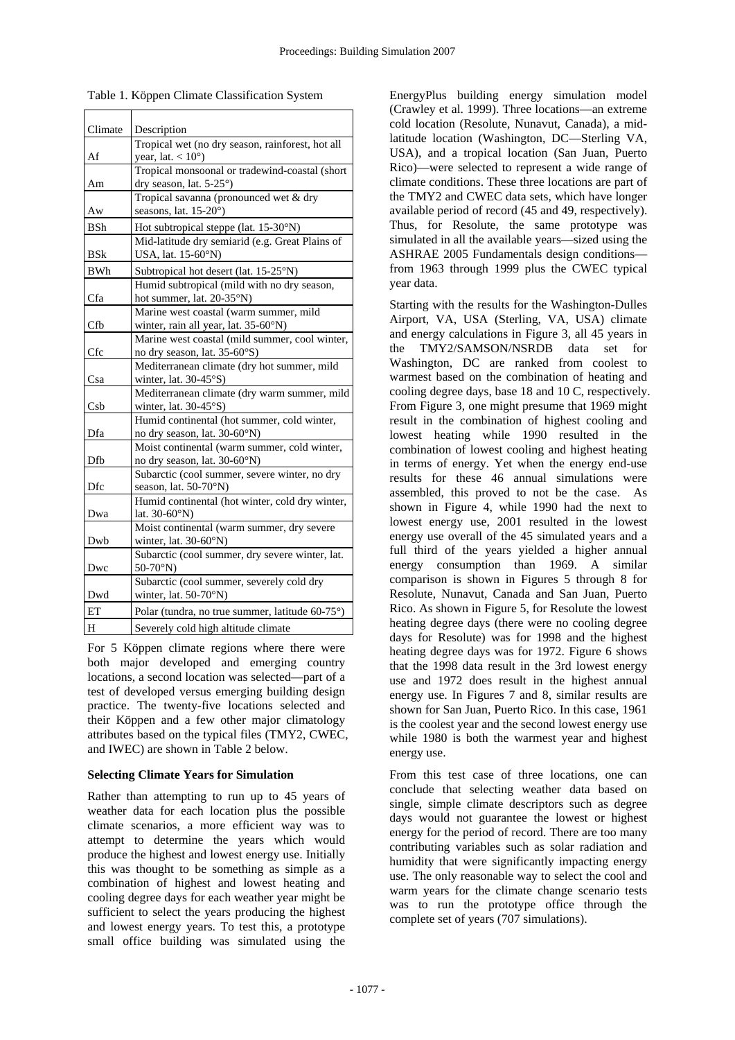Table 1. Köppen Climate Classification System

| Climate | Description |
|---|---|
| Af | Tropical wet (no dry season, rainforest, hot all year, lat. < 10°) |
| Am | Tropical monsoonal or tradewind-coastal (short dry season, lat. 5-25°) |
| Aw | Tropical savanna (pronounced wet & dry seasons, lat. 15-20°) |
| BSh | Hot subtropical steppe (lat. 15-30°N) |
| BSk | Mid-latitude dry semiarid (e.g. Great Plains of USA, lat. 15-60°N) |
| BWh | Subtropical hot desert (lat. 15-25°N) |
| Cfa | Humid subtropical (mild with no dry season, hot summer, lat. 20-35°N) |
| Cfb | Marine west coastal (warm summer, mild winter, rain all year, lat. 35-60°N) |
| Cfc | Marine west coastal (mild summer, cool winter, no dry season, lat. 35-60°S) |
| Csa | Mediterranean climate (dry hot summer, mild winter, lat. 30-45°S) |
| Csb | Mediterranean climate (dry warm summer, mild winter, lat. 30-45°S) |
| Dfa | Humid continental (hot summer, cold winter, no dry season, lat. 30-60°N) |
| Dfb | Moist continental (warm summer, cold winter, no dry season, lat. 30-60°N) |
| Dfc | Subarctic (cool summer, severe winter, no dry season, lat. 50-70°N) |
| Dwa | Humid continental (hot winter, cold dry winter, lat. 30-60°N) |
| Dwb | Moist continental (warm summer, dry severe winter, lat. 30-60°N) |
| Dwc | Subarctic (cool summer, dry severe winter, lat. 50-70°N) |
| Dwd | Subarctic (cool summer, severely cold dry winter, lat. 50-70°N) |
| ET | Polar (tundra, no true summer, latitude 60-75°) |
| H | Severely cold high altitude climate |

For 5 Köppen climate regions where there were both major developed and emerging country locations, a second location was selected—part of a test of developed versus emerging building design practice. The twenty-five locations selected and their Köppen and a few other major climatology attributes based on the typical files (TMY2, CWEC, and IWEC) are shown in Table 2 below.

**Selecting Climate Years for Simulation**

Rather than attempting to run up to 45 years of weather data for each location plus the possible climate scenarios, a more efficient way was to attempt to determine the years which would produce the highest and lowest energy use. Initially this was thought to be something as simple as a combination of highest and lowest heating and cooling degree days for each weather year might be sufficient to select the years producing the highest and lowest energy years. To test this, a prototype small office building was simulated using the EnergyPlus building energy simulation model (Crawley et al. 1999). Three locations—an extreme cold location (Resolute, Nunavut, Canada), a mid-latitude location (Washington, DC—Sterling VA, USA), and a tropical location (San Juan, Puerto Rico)—were selected to represent a wide range of climate conditions. These three locations are part of the TMY2 and CWEC data sets, which have longer available period of record (45 and 49, respectively). Thus, for Resolute, the same prototype was simulated in all the available years—sized using the ASHRAE 2005 Fundamentals design conditions—from 1963 through 1999 plus the CWEC typical year data.

Starting with the results for the Washington-Dulles Airport, VA, USA (Sterling, VA, USA) climate and energy calculations in Figure 3, all 45 years in the TMY2/SAMSON/NSRDB data set for Washington, DC are ranked from coolest to warmest based on the combination of heating and cooling degree days, base 18 and 10 C, respectively. From Figure 3, one might presume that 1969 might result in the combination of highest cooling and lowest heating while 1990 resulted in the combination of lowest cooling and highest heating in terms of energy. Yet when the energy end-use results for these 46 annual simulations were assembled, this proved to not be the case. As shown in Figure 4, while 1990 had the next to lowest energy use, 2001 resulted in the lowest energy use overall of the 45 simulated years and a full third of the years yielded a higher annual energy consumption than 1969. A similar comparison is shown in Figures 5 through 8 for Resolute, Nunavut, Canada and San Juan, Puerto Rico. As shown in Figure 5, for Resolute the lowest heating degree days (there were no cooling degree days for Resolute) was for 1998 and the highest heating degree days was for 1972. Figure 6 shows that the 1998 data result in the 3rd lowest energy use and 1972 does result in the highest annual energy use. In Figures 7 and 8, similar results are shown for San Juan, Puerto Rico. In this case, 1961 is the coolest year and the second lowest energy use while 1980 is both the warmest year and highest energy use.

From this test case of three locations, one can conclude that selecting weather data based on single, simple climate descriptors such as degree days would not guarantee the lowest or highest energy for the period of record. There are too many contributing variables such as solar radiation and humidity that were significantly impacting energy use. The only reasonable way to select the cool and warm years for the climate change scenario tests was to run the prototype office through the complete set of years (707 simulations).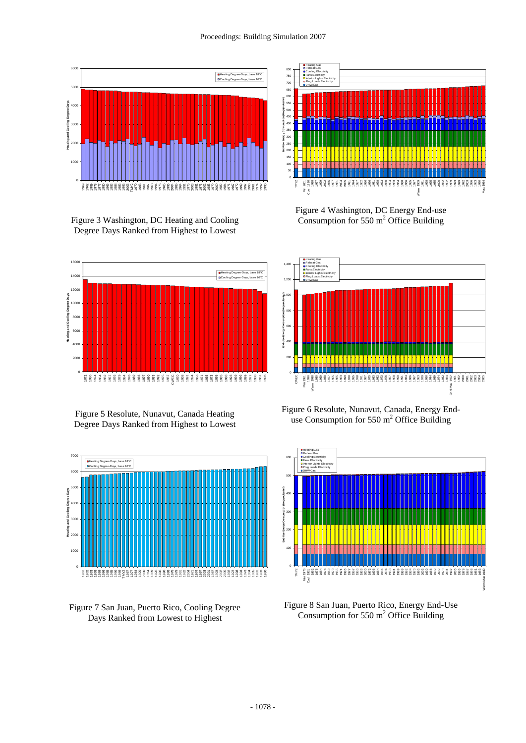Figure 3 Washington, DC Heating and Cooling Degree Days Ranked from Highest to Lowest

Figure 4 Washington, DC Energy End-use Consumption for 550 m$^2$ Office Building

Figure 5 Resolute, Nunavut, Canada Heating Degree Days Ranked from Highest to Lowest

Figure 6 Resolute, Nunavut, Canada, Energy End-use Consumption for 550 m$^2$ Office Building

Figure 7 San Juan, Puerto Rico, Cooling Degree Days Ranked from Lowest to Highest

Figure 8 San Juan, Puerto Rico, Energy End-Use Consumption for 550 m$^2$ Office Building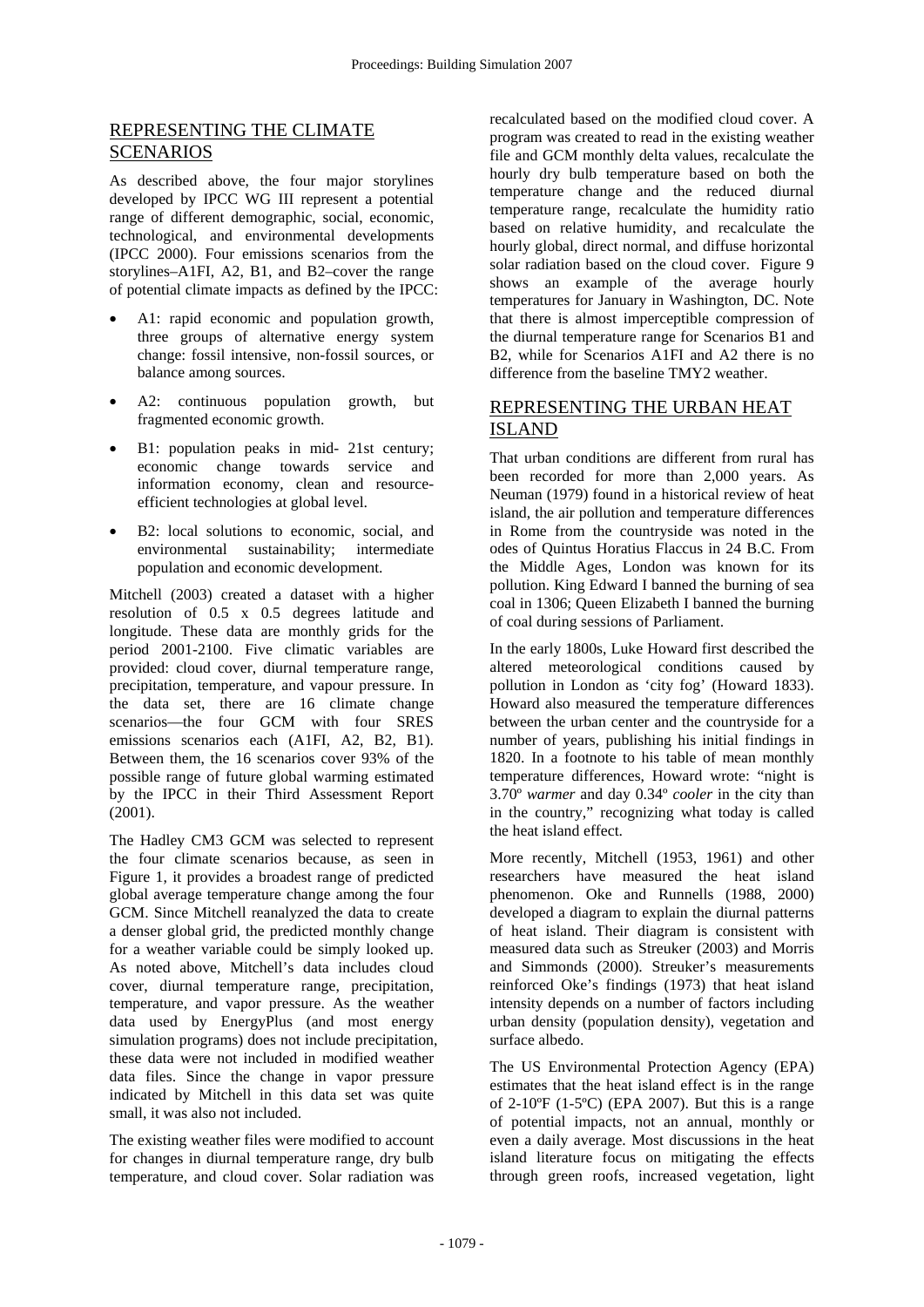## REPRESENTING THE CLIMATE SCENARIOS

As described above, the four major storylines developed by IPCC WG III represent a potential range of different demographic, social, economic, technological, and environmental developments (IPCC 2000). Four emissions scenarios from the storylines–A1FI, A2, B1, and B2–cover the range of potential climate impacts as defined by the IPCC:

- A1: rapid economic and population growth, three groups of alternative energy system change: fossil intensive, non-fossil sources, or balance among sources.
- A2: continuous population growth, but fragmented economic growth.
- B1: population peaks in mid- 21st century; economic change towards service and information economy, clean and resource-efficient technologies at global level.
- B2: local solutions to economic, social, and environmental sustainability; intermediate population and economic development.

Mitchell (2003) created a dataset with a higher resolution of 0.5 x 0.5 degrees latitude and longitude. These data are monthly grids for the period 2001-2100. Five climatic variables are provided: cloud cover, diurnal temperature range, precipitation, temperature, and vapour pressure. In the data set, there are 16 climate change scenarios—the four GCM with four SRES emissions scenarios each (A1FI, A2, B2, B1). Between them, the 16 scenarios cover 93% of the possible range of future global warming estimated by the IPCC in their Third Assessment Report (2001).

The Hadley CM3 GCM was selected to represent the four climate scenarios because, as seen in Figure 1, it provides a broadest range of predicted global average temperature change among the four GCM. Since Mitchell reanalyzed the data to create a denser global grid, the predicted monthly change for a weather variable could be simply looked up. As noted above, Mitchell's data includes cloud cover, diurnal temperature range, precipitation, temperature, and vapor pressure. As the weather data used by EnergyPlus (and most energy simulation programs) does not include precipitation, these data were not included in modified weather data files. Since the change in vapor pressure indicated by Mitchell in this data set was quite small, it was also not included.

The existing weather files were modified to account for changes in diurnal temperature range, dry bulb temperature, and cloud cover. Solar radiation was recalculated based on the modified cloud cover. A program was created to read in the existing weather file and GCM monthly delta values, recalculate the hourly dry bulb temperature based on both the temperature change and the reduced diurnal temperature range, recalculate the humidity ratio based on relative humidity, and recalculate the hourly global, direct normal, and diffuse horizontal solar radiation based on the cloud cover. Figure 9 shows an example of the average hourly temperatures for January in Washington, DC. Note that there is almost imperceptible compression of the diurnal temperature range for Scenarios B1 and B2, while for Scenarios A1FI and A2 there is no difference from the baseline TMY2 weather.

## REPRESENTING THE URBAN HEAT ISLAND

That urban conditions are different from rural has been recorded for more than 2,000 years. As Neuman (1979) found in a historical review of heat island, the air pollution and temperature differences in Rome from the countryside was noted in the odes of Quintus Horatius Flaccus in 24 B.C. From the Middle Ages, London was known for its pollution. King Edward I banned the burning of sea coal in 1306; Queen Elizabeth I banned the burning of coal during sessions of Parliament.

In the early 1800s, Luke Howard first described the altered meteorological conditions caused by pollution in London as 'city fog' (Howard 1833). Howard also measured the temperature differences between the urban center and the countryside for a number of years, publishing his initial findings in 1820. In a footnote to his table of mean monthly temperature differences, Howard wrote: "night is 3.70º *warmer* and day 0.34º *cooler* in the city than in the country," recognizing what today is called the heat island effect.

More recently, Mitchell (1953, 1961) and other researchers have measured the heat island phenomenon. Oke and Runnells (1988, 2000) developed a diagram to explain the diurnal patterns of heat island. Their diagram is consistent with measured data such as Streuker (2003) and Morris and Simmonds (2000). Streuker's measurements reinforced Oke's findings (1973) that heat island intensity depends on a number of factors including urban density (population density), vegetation and surface albedo.

The US Environmental Protection Agency (EPA) estimates that the heat island effect is in the range of 2-10ºF (1-5ºC) (EPA 2007). But this is a range of potential impacts, not an annual, monthly or even a daily average. Most discussions in the heat island literature focus on mitigating the effects through green roofs, increased vegetation, light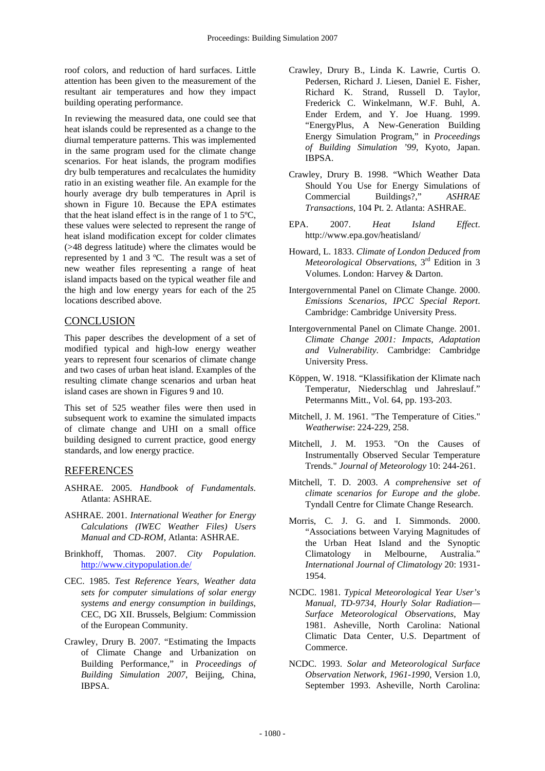roof colors, and reduction of hard surfaces. Little attention has been given to the measurement of the resultant air temperatures and how they impact building operating performance.

In reviewing the measured data, one could see that heat islands could be represented as a change to the diurnal temperature patterns. This was implemented in the same program used for the climate change scenarios. For heat islands, the program modifies dry bulb temperatures and recalculates the humidity ratio in an existing weather file. An example for the hourly average dry bulb temperatures in April is shown in Figure 10. Because the EPA estimates that the heat island effect is in the range of 1 to 5ºC, these values were selected to represent the range of heat island modification except for colder climates (>48 degress latitude) where the climates would be represented by 1 and 3 ºC. The result was a set of new weather files representing a range of heat island impacts based on the typical weather file and the high and low energy years for each of the 25 locations described above.

## CONCLUSION

This paper describes the development of a set of modified typical and high-low energy weather years to represent four scenarios of climate change and two cases of urban heat island. Examples of the resulting climate change scenarios and urban heat island cases are shown in Figures 9 and 10.

This set of 525 weather files were then used in subsequent work to examine the simulated impacts of climate change and UHI on a small office building designed to current practice, good energy standards, and low energy practice.

## REFERENCES

ASHRAE. 2005. *Handbook of Fundamentals*. Atlanta: ASHRAE.

ASHRAE. 2001. *International Weather for Energy Calculations (IWEC Weather Files) Users Manual and CD-ROM*, Atlanta: ASHRAE.

Brinkhoff, Thomas. 2007. *City Population*. http://www.citypopulation.de/

CEC. 1985. *Test Reference Years, Weather data sets for computer simulations of solar energy systems and energy consumption in buildings*, CEC, DG XII. Brussels, Belgium: Commission of the European Community.

Crawley, Drury B. 2007. "Estimating the Impacts of Climate Change and Urbanization on Building Performance," in *Proceedings of Building Simulation 2007*, Beijing, China, IBPSA.

Crawley, Drury B., Linda K. Lawrie, Curtis O. Pedersen, Richard J. Liesen, Daniel E. Fisher, Richard K. Strand, Russell D. Taylor, Frederick C. Winkelmann, W.F. Buhl, A. Ender Erdem, and Y. Joe Huang. 1999. "EnergyPlus, A New-Generation Building Energy Simulation Program," in *Proceedings of Building Simulation '99*, Kyoto, Japan. IBPSA.

Crawley, Drury B. 1998. "Which Weather Data Should You Use for Energy Simulations of Commercial Buildings?," *ASHRAE Transactions*, 104 Pt. 2. Atlanta: ASHRAE.

EPA. 2007. *Heat Island Effect*. http://www.epa.gov/heatisland/

Howard, L. 1833. *Climate of London Deduced from Meteorological Observations*, 3rd Edition in 3 Volumes. London: Harvey & Darton.

Intergovernmental Panel on Climate Change. 2000. *Emissions Scenarios, IPCC Special Report*. Cambridge: Cambridge University Press.

Intergovernmental Panel on Climate Change. 2001. *Climate Change 2001: Impacts, Adaptation and Vulnerability*. Cambridge: Cambridge University Press.

Köppen, W. 1918. "Klassifikation der Klimate nach Temperatur, Niederschlag und Jahreslauf." Petermanns Mitt., Vol. 64, pp. 193-203.

Mitchell, J. M. 1961. "The Temperature of Cities." *Weatherwise*: 224-229, 258.

Mitchell, J. M. 1953. "On the Causes of Instrumentally Observed Secular Temperature Trends." *Journal of Meteorology* 10: 244-261.

Mitchell, T. D. 2003. *A comprehensive set of climate scenarios for Europe and the globe*. Tyndall Centre for Climate Change Research.

Morris, C. J. G. and I. Simmonds. 2000. "Associations between Varying Magnitudes of the Urban Heat Island and the Synoptic Climatology in Melbourne, Australia." *International Journal of Climatology* 20: 1931-1954.

NCDC. 1981. *Typical Meteorological Year User's Manual, TD-9734, Hourly Solar Radiation—Surface Meteorological Observations*, May 1981. Asheville, North Carolina: National Climatic Data Center, U.S. Department of Commerce.

NCDC. 1993. *Solar and Meteorological Surface Observation Network, 1961-1990*, Version 1.0, September 1993. Asheville, North Carolina: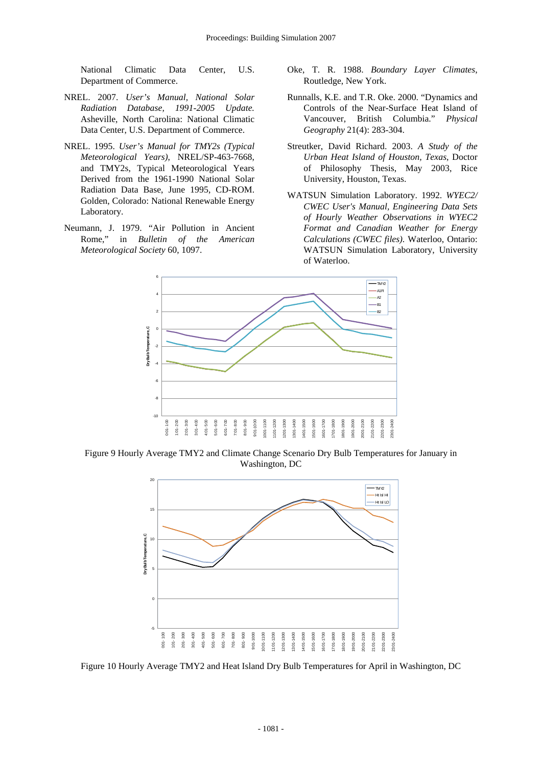National Climatic Data Center, U.S. Department of Commerce.

NREL. 2007. *User's Manual, National Solar Radiation Database, 1991-2005 Update.* Asheville, North Carolina: National Climatic Data Center, U.S. Department of Commerce.

NREL. 1995. *User's Manual for TMY2s (Typical Meteorological Years),* NREL/SP-463-7668, and TMY2s, Typical Meteorological Years Derived from the 1961-1990 National Solar Radiation Data Base, June 1995, CD-ROM. Golden, Colorado: National Renewable Energy Laboratory.

Neumann, J. 1979. "Air Pollution in Ancient Rome," in *Bulletin of the American Meteorological Society* 60, 1097.

Oke, T. R. 1988. *Boundary Layer Climates*, Routledge, New York.

Runnalls, K.E. and T.R. Oke. 2000. "Dynamics and Controls of the Near-Surface Heat Island of Vancouver, British Columbia." *Physical Geography* 21(4): 283-304.

Streutker, David Richard. 2003. *A Study of the Urban Heat Island of Houston, Texas*, Doctor of Philosophy Thesis, May 2003, Rice University, Houston, Texas.

WATSUN Simulation Laboratory. 1992. *WYEC2/ CWEC User's Manual, Engineering Data Sets of Hourly Weather Observations in WYEC2 Format and Canadian Weather for Energy Calculations (CWEC files).* Waterloo, Ontario: WATSUN Simulation Laboratory, University of Waterloo.

Figure 9 Hourly Average TMY2 and Climate Change Scenario Dry Bulb Temperatures for January in Washington, DC

Figure 10 Hourly Average TMY2 and Heat Island Dry Bulb Temperatures for April in Washington, DC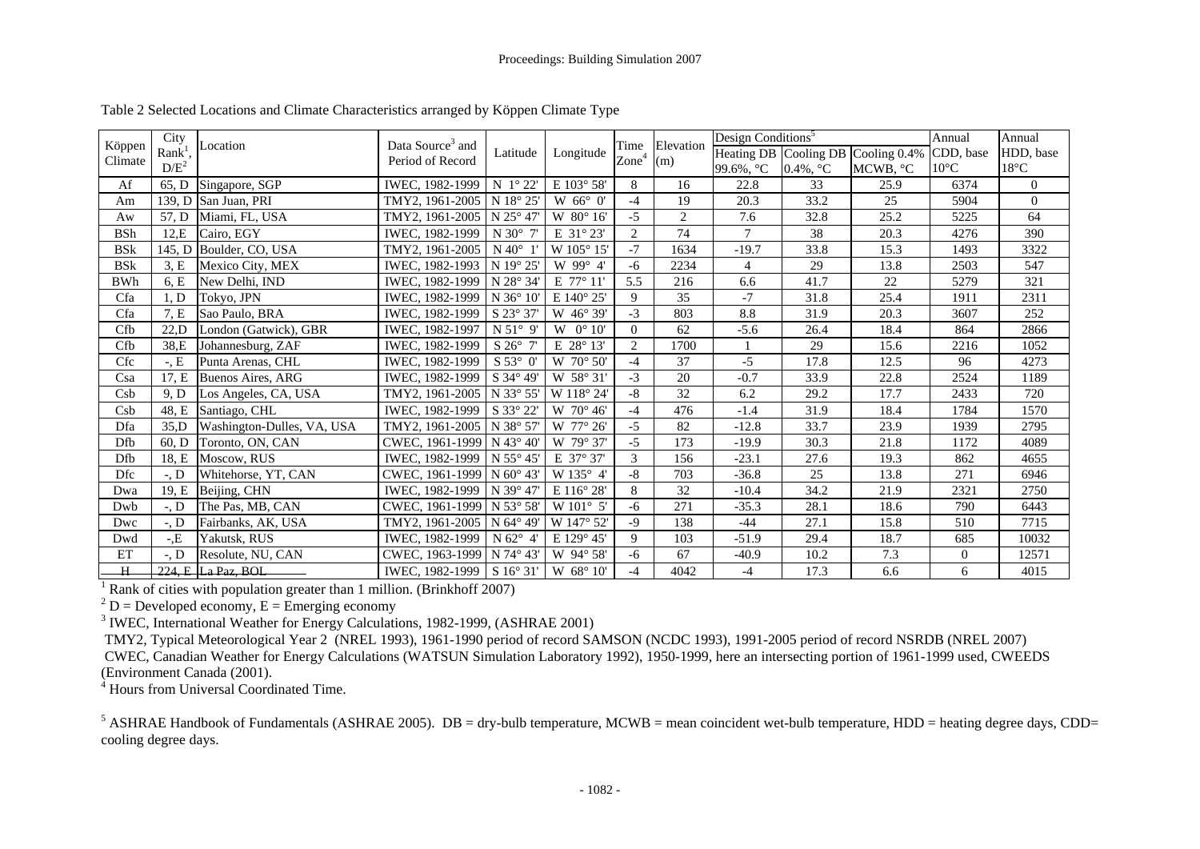Table 2 Selected Locations and Climate Characteristics arranged by Köppen Climate Type

| Köppen Climate | City Rank[1], D/E[2] | Location | Data Source[3] and Period of Record | Latitude | Longitude | Time Zone[4] | Elevation (m) | Design Conditions[5] | | | Annual CDD, base 10°C | Annual HDD, base 18°C |
|---|---|---|---|---|---|---|---|---|---|---|---|---|
| | | | | | | | | Heating DB 99.6%, °C | Cooling DB 0.4%, °C | Cooling 0.4% MCWB, °C | | |
| Af | 65, D | Singapore, SGP | IWEC, 1982-1999 | N 1° 22' | E 103° 58' | 8 | 16 | 22.8 | 33 | 25.9 | 6374 | 0 |
| Am | 139, D | San Juan, PRI | TMY2, 1961-2005 | N 18° 25' | W 66° 0' | -4 | 19 | 20.3 | 33.2 | 25 | 5904 | 0 |
| Aw | 57, D | Miami, FL, USA | TMY2, 1961-2005 | N 25° 47' | W 80° 16' | -5 | 2 | 7.6 | 32.8 | 25.2 | 5225 | 64 |
| BSh | 12,E | Cairo, EGY | IWEC, 1982-1999 | N 30° 7' | E 31° 23' | 2 | 74 | 7 | 38 | 20.3 | 4276 | 390 |
| BSk | 145, D | Boulder, CO, USA | TMY2, 1961-2005 | N 40° 1' | W 105° 15' | -7 | 1634 | -19.7 | 33.8 | 15.3 | 1493 | 3322 |
| BSk | 3, E | Mexico City, MEX | IWEC, 1982-1993 | N 19° 25' | W 99° 4' | -6 | 2234 | 4 | 29 | 13.8 | 2503 | 547 |
| BWh | 6, E | New Delhi, IND | IWEC, 1982-1999 | N 28° 34' | E 77° 11' | 5.5 | 216 | 6.6 | 41.7 | 22 | 5279 | 321 |
| Cfa | 1, D | Tokyo, JPN | IWEC, 1982-1999 | N 36° 10' | E 140° 25' | 9 | 35 | -7 | 31.8 | 25.4 | 1911 | 2311 |
| Cfa | 7, E | Sao Paulo, BRA | IWEC, 1982-1999 | S 23° 37' | W 46° 39' | -3 | 803 | 8.8 | 31.9 | 20.3 | 3607 | 252 |
| Cfb | 22,D | London (Gatwick), GBR | IWEC, 1982-1997 | N 51° 9' | W 0° 10' | 0 | 62 | -5.6 | 26.4 | 18.4 | 864 | 2866 |
| Cfb | 38,E | Johannesburg, ZAF | IWEC, 1982-1999 | S 26° 7' | E 28° 13' | 2 | 1700 | 1 | 29 | 15.6 | 2216 | 1052 |
| Cfc | -, E | Punta Arenas, CHL | IWEC, 1982-1999 | S 53° 0' | W 70° 50' | -4 | 37 | -5 | 17.8 | 12.5 | 96 | 4273 |
| Csa | 17, E | Buenos Aires, ARG | IWEC, 1982-1999 | S 34° 49' | W 58° 31' | -3 | 20 | -0.7 | 33.9 | 22.8 | 2524 | 1189 |
| Csb | 9, D | Los Angeles, CA, USA | TMY2, 1961-2005 | N 33° 55' | W 118° 24' | -8 | 32 | 6.2 | 29.2 | 17.7 | 2433 | 720 |
| Csb | 48, E | Santiago, CHL | IWEC, 1982-1999 | S 33° 22' | W 70° 46' | -4 | 476 | -1.4 | 31.9 | 18.4 | 1784 | 1570 |
| Dfa | 35,D | Washington-Dulles, VA, USA | TMY2, 1961-2005 | N 38° 57' | W 77° 26' | -5 | 82 | -12.8 | 33.7 | 23.9 | 1939 | 2795 |
| Dfb | 60, D | Toronto, ON, CAN | CWEC, 1961-1999 | N 43° 40' | W 79° 37' | -5 | 173 | -19.9 | 30.3 | 21.8 | 1172 | 4089 |
| Dfb | 18, E | Moscow, RUS | IWEC, 1982-1999 | N 55° 45' | E 37° 37' | 3 | 156 | -23.1 | 27.6 | 19.3 | 862 | 4655 |
| Dfc | -, D | Whitehorse, YT, CAN | CWEC, 1961-1999 | N 60° 43' | W 135° 4' | -8 | 703 | -36.8 | 25 | 13.8 | 271 | 6946 |
| Dwa | 19, E | Beijing, CHN | IWEC, 1982-1999 | N 39° 47' | E 116° 28' | 8 | 32 | -10.4 | 34.2 | 21.9 | 2321 | 2750 |
| Dwb | -, D | The Pas, MB, CAN | CWEC, 1961-1999 | N 53° 58' | W 101° 5' | -6 | 271 | -35.3 | 28.1 | 18.6 | 790 | 6443 |
| Dwc | -, D | Fairbanks, AK, USA | TMY2, 1961-2005 | N 64° 49' | W 147° 52' | -9 | 138 | -44 | 27.1 | 15.8 | 510 | 7715 |
| Dwd | -,E | Yakutsk, RUS | IWEC, 1982-1999 | N 62° 4' | E 129° 45' | 9 | 103 | -51.9 | 29.4 | 18.7 | 685 | 10032 |
| ET | -, D | Resolute, NU, CAN | CWEC, 1963-1999 | N 74° 43' | W 94° 58' | -6 | 67 | -40.9 | 10.2 | 7.3 | 0 | 12571 |
| H | 224, E | La Paz, BOL | IWEC, 1982-1999 | S 16° 31' | W 68° 10' | -4 | 4042 | -4 | 17.3 | 6.6 | 6 | 4015 |

[1] Rank of cities with population greater than 1 million. (Brinkhoff 2007)

[2] D = Developed economy, E = Emerging economy

[3] IWEC, International Weather for Energy Calculations, 1982-1999, (ASHRAE 2001)
TMY2, Typical Meteorological Year 2 (NREL 1993), 1961-1990 period of record SAMSON (NCDC 1993), 1991-2005 period of record NSRDB (NREL 2007)
CWEC, Canadian Weather for Energy Calculations (WATSUN Simulation Laboratory 1992), 1950-1999, here an intersecting portion of 1961-1999 used, CWEEDS (Environment Canada (2001).

[4] Hours from Universal Coordinated Time.

[5] ASHRAE Handbook of Fundamentals (ASHRAE 2005). DB = dry-bulb temperature, MCWB = mean coincident wet-bulb temperature, HDD = heating degree days, CDD= cooling degree days.